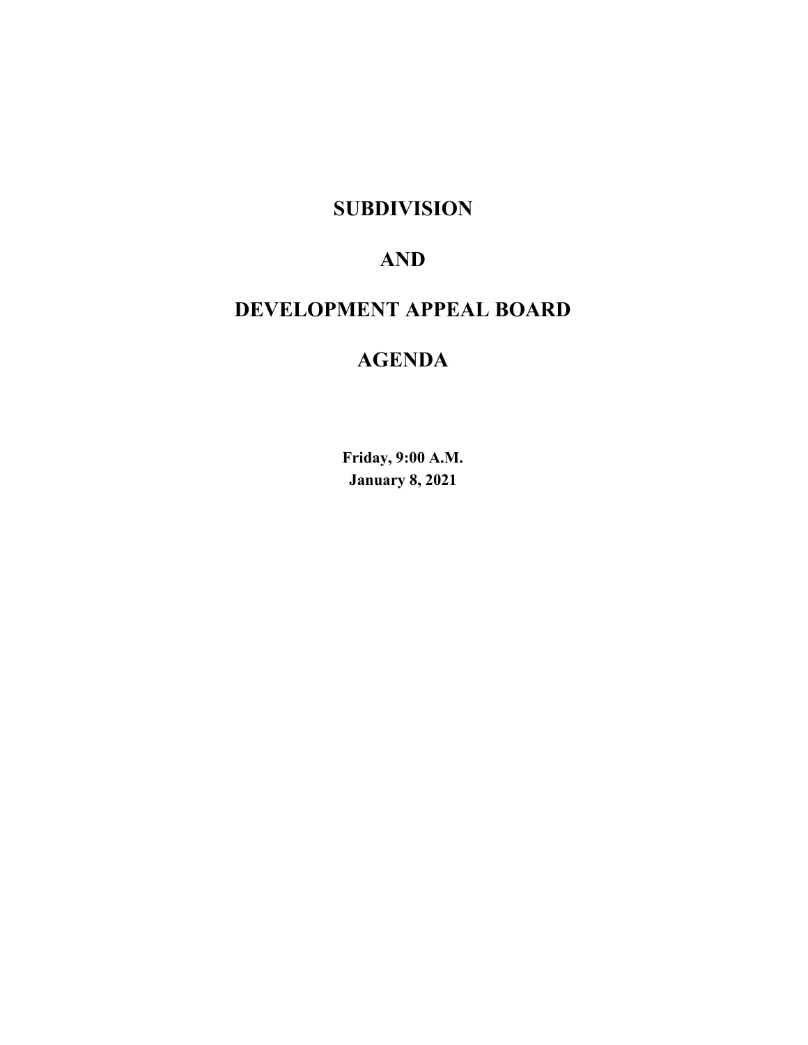# SUBDIVISION

# AND

# DEVELOPMENT APPEAL BOARD

# AGENDA

**Friday, 9:00 A.M.**
**January 8, 2021**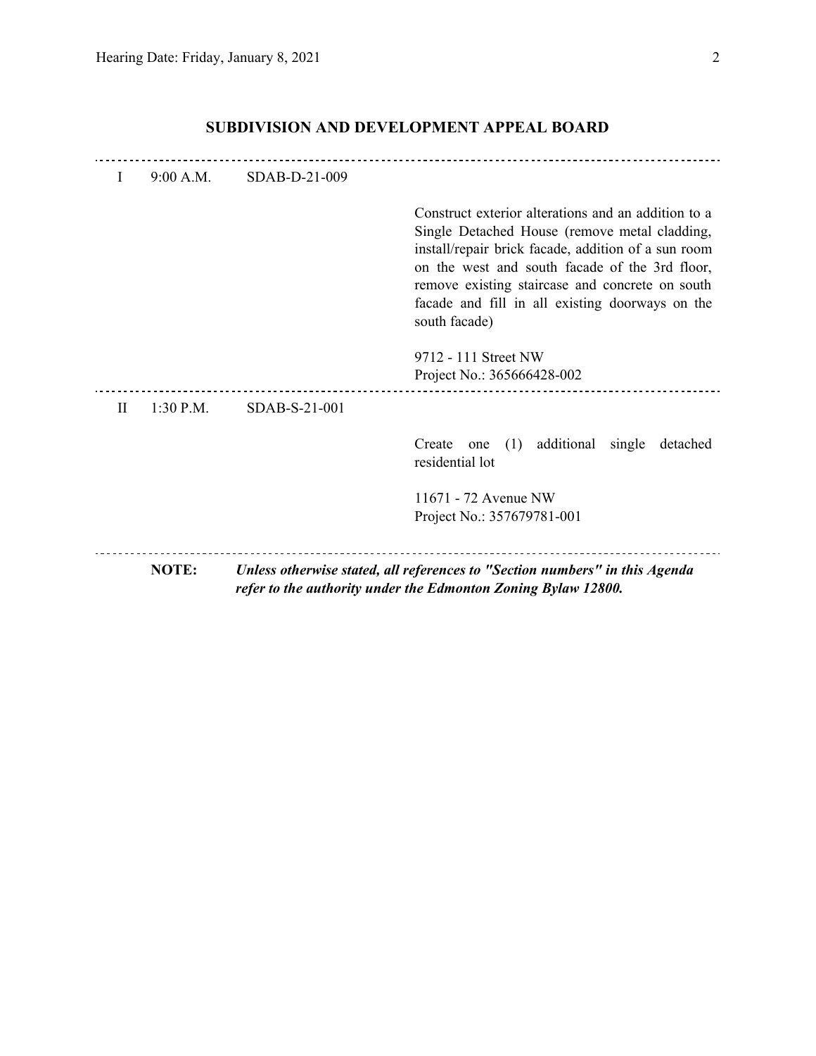## SUBDIVISION AND DEVELOPMENT APPEAL BOARD

---

| | | | |
|---|---|---|---|
| I | 9:00 A.M. | SDAB-D-21-009 | Construct exterior alterations and an addition to a Single Detached House (remove metal cladding, install/repair brick facade, addition of a sun room on the west and south facade of the 3rd floor, remove existing staircase and concrete on south facade and fill in all existing doorways on the south facade)<br><br>9712 - 111 Street NW<br>Project No.: 365666428-002 |
| II | 1:30 P.M. | SDAB-S-21-001 | Create one (1) additional single detached residential lot<br><br>11671 - 72 Avenue NW<br>Project No.: 357679781-001 |

---

**NOTE:** ***Unless otherwise stated, all references to "Section numbers" in this Agenda refer to the authority under the Edmonton Zoning Bylaw 12800.***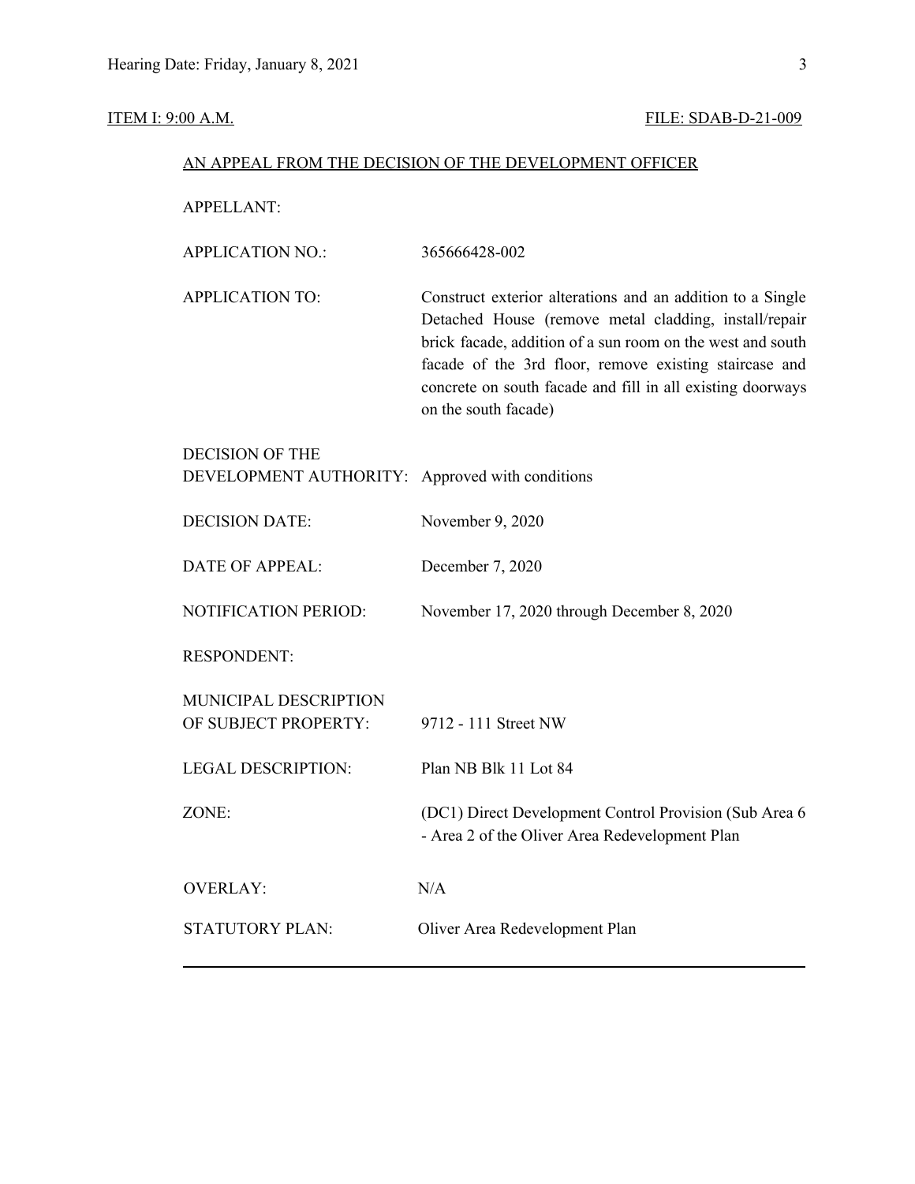ITEM I: 9:00 A.M. FILE: SDAB-D-21-009

AN APPEAL FROM THE DECISION OF THE DEVELOPMENT OFFICER

| | |
|---|---|
| APPELLANT: | |
| APPLICATION NO.: | 365666428-002 |
| APPLICATION TO: | Construct exterior alterations and an addition to a Single Detached House (remove metal cladding, install/repair brick facade, addition of a sun room on the west and south facade of the 3rd floor, remove existing staircase and concrete on south facade and fill in all existing doorways on the south facade) |
| DECISION OF THE DEVELOPMENT AUTHORITY: | Approved with conditions |
| DECISION DATE: | November 9, 2020 |
| DATE OF APPEAL: | December 7, 2020 |
| NOTIFICATION PERIOD: | November 17, 2020 through December 8, 2020 |
| RESPONDENT: | |
| MUNICIPAL DESCRIPTION OF SUBJECT PROPERTY: | 9712 - 111 Street NW |
| LEGAL DESCRIPTION: | Plan NB Blk 11 Lot 84 |
| ZONE: | (DC1) Direct Development Control Provision (Sub Area 6 - Area 2 of the Oliver Area Redevelopment Plan |
| OVERLAY: | N/A |
| STATUTORY PLAN: | Oliver Area Redevelopment Plan |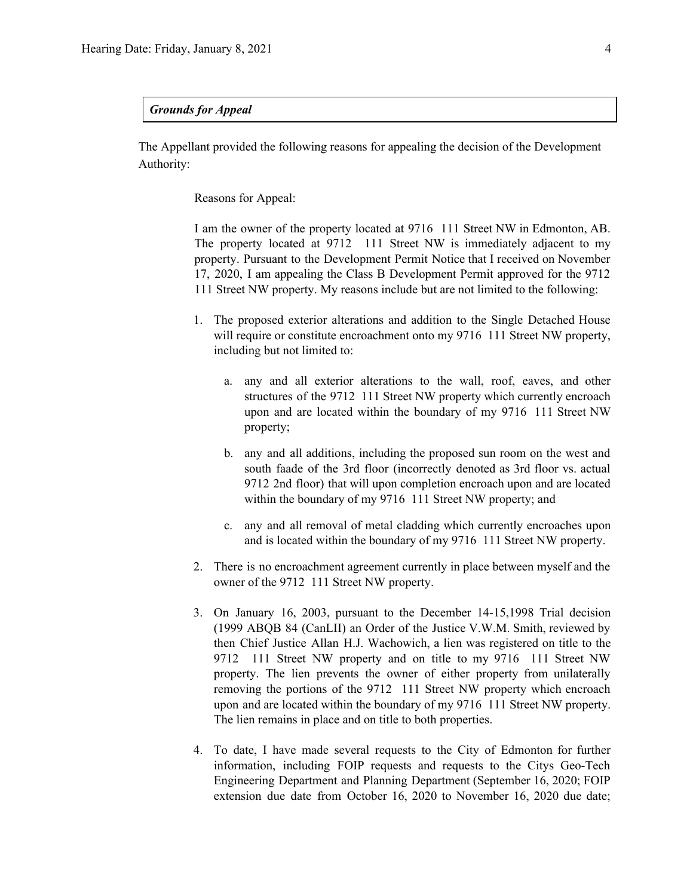***Grounds for Appeal***

The Appellant provided the following reasons for appealing the decision of the Development Authority:

Reasons for Appeal:

I am the owner of the property located at 9716 111 Street NW in Edmonton, AB. The property located at 9712 111 Street NW is immediately adjacent to my property. Pursuant to the Development Permit Notice that I received on November 17, 2020, I am appealing the Class B Development Permit approved for the 9712 111 Street NW property. My reasons include but are not limited to the following:

1. The proposed exterior alterations and addition to the Single Detached House will require or constitute encroachment onto my 9716 111 Street NW property, including but not limited to:

    a. any and all exterior alterations to the wall, roof, eaves, and other structures of the 9712 111 Street NW property which currently encroach upon and are located within the boundary of my 9716 111 Street NW property;

    b. any and all additions, including the proposed sun room on the west and south faade of the 3rd floor (incorrectly denoted as 3rd floor vs. actual 9712 2nd floor) that will upon completion encroach upon and are located within the boundary of my 9716 111 Street NW property; and

    c. any and all removal of metal cladding which currently encroaches upon and is located within the boundary of my 9716 111 Street NW property.

2. There is no encroachment agreement currently in place between myself and the owner of the 9712 111 Street NW property.

3. On January 16, 2003, pursuant to the December 14-15,1998 Trial decision (1999 ABQB 84 (CanLII) an Order of the Justice V.W.M. Smith, reviewed by then Chief Justice Allan H.J. Wachowich, a lien was registered on title to the 9712 111 Street NW property and on title to my 9716 111 Street NW property. The lien prevents the owner of either property from unilaterally removing the portions of the 9712 111 Street NW property which encroach upon and are located within the boundary of my 9716 111 Street NW property. The lien remains in place and on title to both properties.

4. To date, I have made several requests to the City of Edmonton for further information, including FOIP requests and requests to the Citys Geo-Tech Engineering Department and Planning Department (September 16, 2020; FOIP extension due date from October 16, 2020 to November 16, 2020 due date;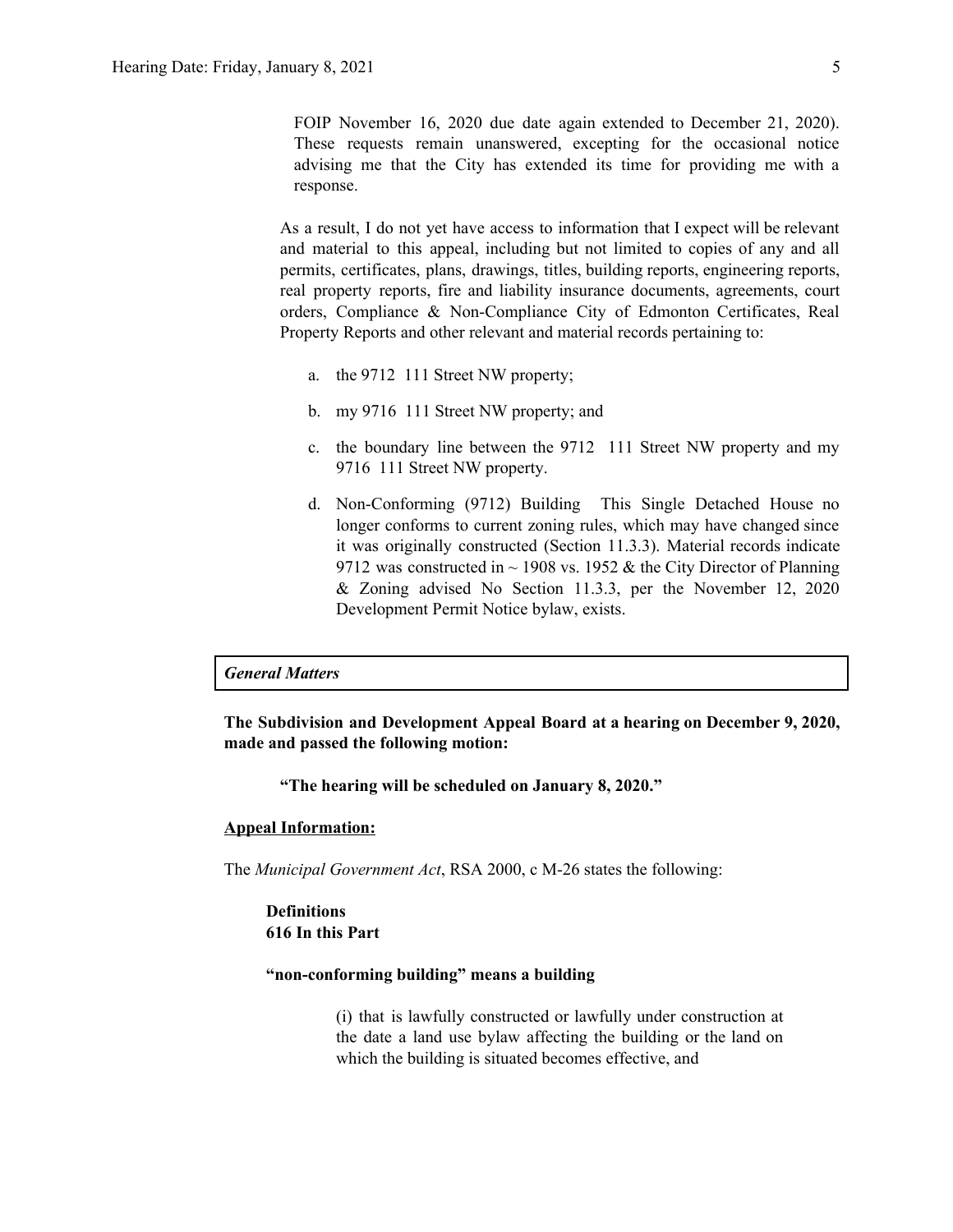FOIP November 16, 2020 due date again extended to December 21, 2020). These requests remain unanswered, excepting for the occasional notice advising me that the City has extended its time for providing me with a response.

As a result, I do not yet have access to information that I expect will be relevant and material to this appeal, including but not limited to copies of any and all permits, certificates, plans, drawings, titles, building reports, engineering reports, real property reports, fire and liability insurance documents, agreements, court orders, Compliance & Non-Compliance City of Edmonton Certificates, Real Property Reports and other relevant and material records pertaining to:

a. the 9712 111 Street NW property;

b. my 9716 111 Street NW property; and

c. the boundary line between the 9712 111 Street NW property and my 9716 111 Street NW property.

d. Non-Conforming (9712) Building This Single Detached House no longer conforms to current zoning rules, which may have changed since it was originally constructed (Section 11.3.3). Material records indicate 9712 was constructed in ~ 1908 vs. 1952 & the City Director of Planning & Zoning advised No Section 11.3.3, per the November 12, 2020 Development Permit Notice bylaw, exists.

| *General Matters* |
|---|

**The Subdivision and Development Appeal Board at a hearing on December 9, 2020, made and passed the following motion:**

**"The hearing will be scheduled on January 8, 2020."**

**Appeal Information:**

The *Municipal Government Act*, RSA 2000, c M-26 states the following:

**Definitions**
**616 In this Part**

**"non-conforming building" means a building**

(i) that is lawfully constructed or lawfully under construction at the date a land use bylaw affecting the building or the land on which the building is situated becomes effective, and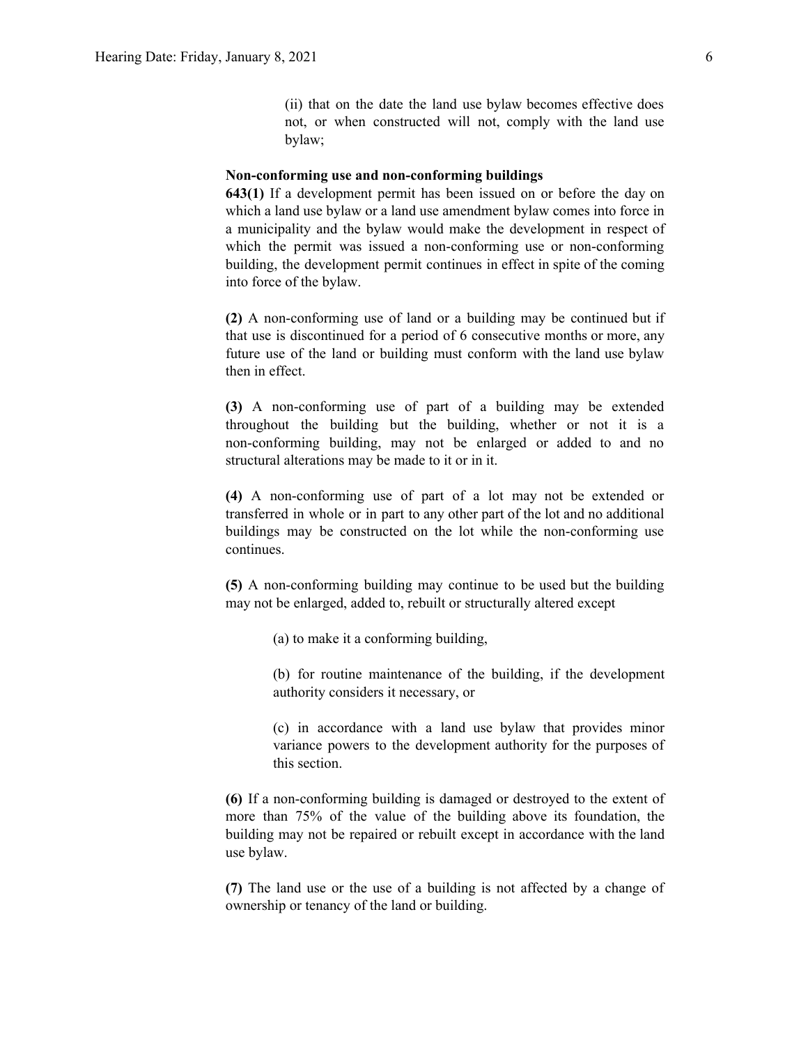(ii) that on the date the land use bylaw becomes effective does not, or when constructed will not, comply with the land use bylaw;

**Non-conforming use and non-conforming buildings**

**643(1)** If a development permit has been issued on or before the day on which a land use bylaw or a land use amendment bylaw comes into force in a municipality and the bylaw would make the development in respect of which the permit was issued a non-conforming use or non-conforming building, the development permit continues in effect in spite of the coming into force of the bylaw.

**(2)** A non-conforming use of land or a building may be continued but if that use is discontinued for a period of 6 consecutive months or more, any future use of the land or building must conform with the land use bylaw then in effect.

**(3)** A non-conforming use of part of a building may be extended throughout the building but the building, whether or not it is a non-conforming building, may not be enlarged or added to and no structural alterations may be made to it or in it.

**(4)** A non-conforming use of part of a lot may not be extended or transferred in whole or in part to any other part of the lot and no additional buildings may be constructed on the lot while the non-conforming use continues.

**(5)** A non-conforming building may continue to be used but the building may not be enlarged, added to, rebuilt or structurally altered except

(a) to make it a conforming building,

(b) for routine maintenance of the building, if the development authority considers it necessary, or

(c) in accordance with a land use bylaw that provides minor variance powers to the development authority for the purposes of this section.

**(6)** If a non-conforming building is damaged or destroyed to the extent of more than 75% of the value of the building above its foundation, the building may not be repaired or rebuilt except in accordance with the land use bylaw.

**(7)** The land use or the use of a building is not affected by a change of ownership or tenancy of the land or building.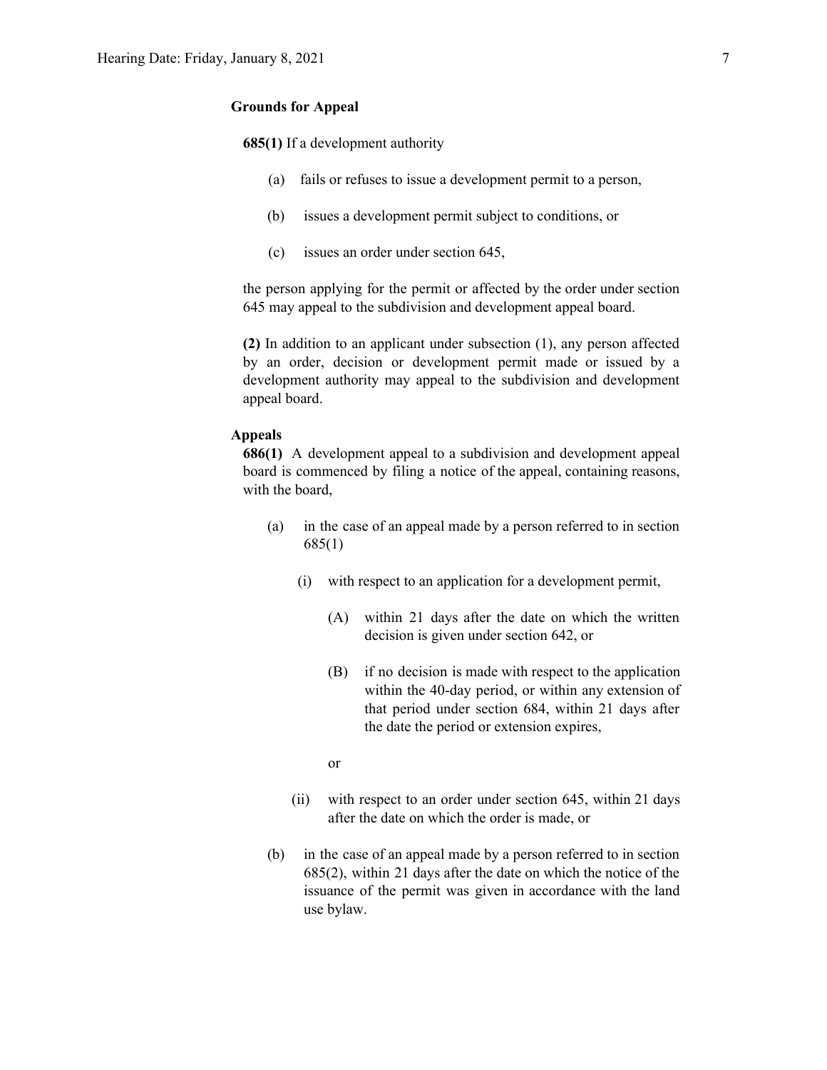**Grounds for Appeal**

**685(1)** If a development authority

(a) fails or refuses to issue a development permit to a person,

(b) issues a development permit subject to conditions, or

(c) issues an order under section 645,

the person applying for the permit or affected by the order under section 645 may appeal to the subdivision and development appeal board.

**(2)** In addition to an applicant under subsection (1), any person affected by an order, decision or development permit made or issued by a development authority may appeal to the subdivision and development appeal board.

**Appeals**

**686(1)** A development appeal to a subdivision and development appeal board is commenced by filing a notice of the appeal, containing reasons, with the board,

(a) in the case of an appeal made by a person referred to in section 685(1)

(i) with respect to an application for a development permit,

(A) within 21 days after the date on which the written decision is given under section 642, or

(B) if no decision is made with respect to the application within the 40-day period, or within any extension of that period under section 684, within 21 days after the date the period or extension expires,

or

(ii) with respect to an order under section 645, within 21 days after the date on which the order is made, or

(b) in the case of an appeal made by a person referred to in section 685(2), within 21 days after the date on which the notice of the issuance of the permit was given in accordance with the land use bylaw.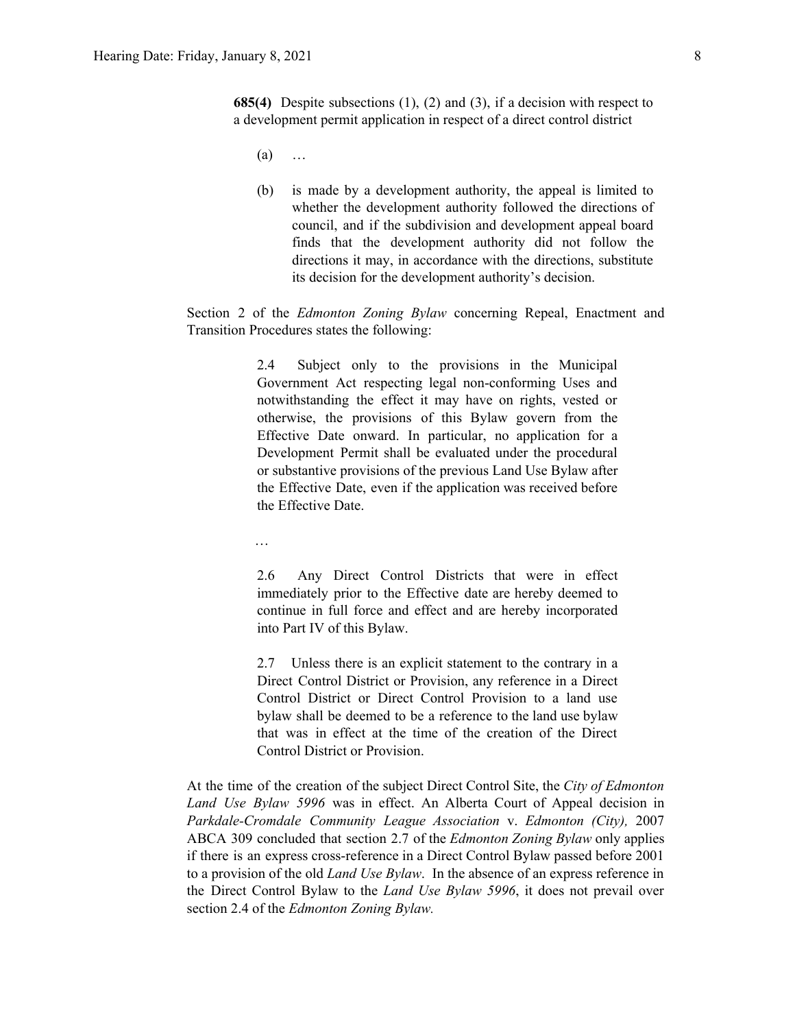> **685(4)** Despite subsections (1), (2) and (3), if a decision with respect to a development permit application in respect of a direct control district
>
> (a) …
>
> (b) is made by a development authority, the appeal is limited to whether the development authority followed the directions of council, and if the subdivision and development appeal board finds that the development authority did not follow the directions it may, in accordance with the directions, substitute its decision for the development authority's decision.

Section 2 of the *Edmonton Zoning Bylaw* concerning Repeal, Enactment and Transition Procedures states the following:

> 2.4 Subject only to the provisions in the Municipal Government Act respecting legal non-conforming Uses and notwithstanding the effect it may have on rights, vested or otherwise, the provisions of this Bylaw govern from the Effective Date onward. In particular, no application for a Development Permit shall be evaluated under the procedural or substantive provisions of the previous Land Use Bylaw after the Effective Date, even if the application was received before the Effective Date.
>
> …
>
> 2.6 Any Direct Control Districts that were in effect immediately prior to the Effective date are hereby deemed to continue in full force and effect and are hereby incorporated into Part IV of this Bylaw.
>
> 2.7 Unless there is an explicit statement to the contrary in a Direct Control District or Provision, any reference in a Direct Control District or Direct Control Provision to a land use bylaw shall be deemed to be a reference to the land use bylaw that was in effect at the time of the creation of the Direct Control District or Provision.

At the time of the creation of the subject Direct Control Site, the *City of Edmonton Land Use Bylaw 5996* was in effect. An Alberta Court of Appeal decision in *Parkdale-Cromdale Community League Association* v. *Edmonton (City),* 2007 ABCA 309 concluded that section 2.7 of the *Edmonton Zoning Bylaw* only applies if there is an express cross-reference in a Direct Control Bylaw passed before 2001 to a provision of the old *Land Use Bylaw*. In the absence of an express reference in the Direct Control Bylaw to the *Land Use Bylaw 5996*, it does not prevail over section 2.4 of the *Edmonton Zoning Bylaw.*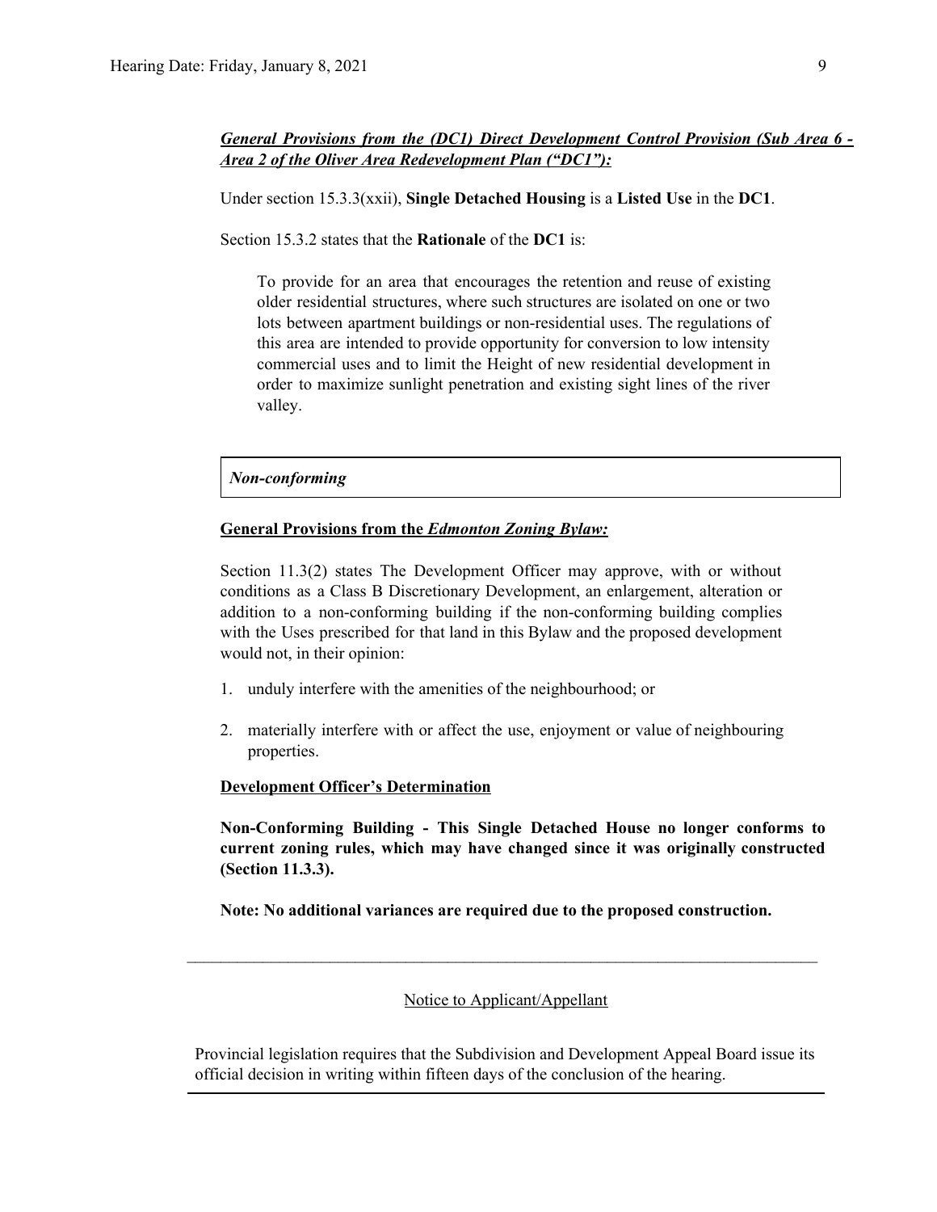***General Provisions from the (DC1) Direct Development Control Provision (Sub Area 6 - Area 2 of the Oliver Area Redevelopment Plan ("DC1"):***

Under section 15.3.3(xxii), **Single Detached Housing** is a **Listed Use** in the **DC1**.

Section 15.3.2 states that the **Rationale** of the **DC1** is:

> To provide for an area that encourages the retention and reuse of existing older residential structures, where such structures are isolated on one or two lots between apartment buildings or non-residential uses. The regulations of this area are intended to provide opportunity for conversion to low intensity commercial uses and to limit the Height of new residential development in order to maximize sunlight penetration and existing sight lines of the river valley.

| ***Non-conforming*** |
|---|

**General Provisions from the *Edmonton Zoning Bylaw:***

Section 11.3(2) states The Development Officer may approve, with or without conditions as a Class B Discretionary Development, an enlargement, alteration or addition to a non-conforming building if the non-conforming building complies with the Uses prescribed for that land in this Bylaw and the proposed development would not, in their opinion:

1. unduly interfere with the amenities of the neighbourhood; or
2. materially interfere with or affect the use, enjoyment or value of neighbouring properties.

**Development Officer's Determination**

**Non-Conforming Building - This Single Detached House no longer conforms to current zoning rules, which may have changed since it was originally constructed (Section 11.3.3).**

**Note: No additional variances are required due to the proposed construction.**

---

Notice to Applicant/Appellant

Provincial legislation requires that the Subdivision and Development Appeal Board issue its official decision in writing within fifteen days of the conclusion of the hearing.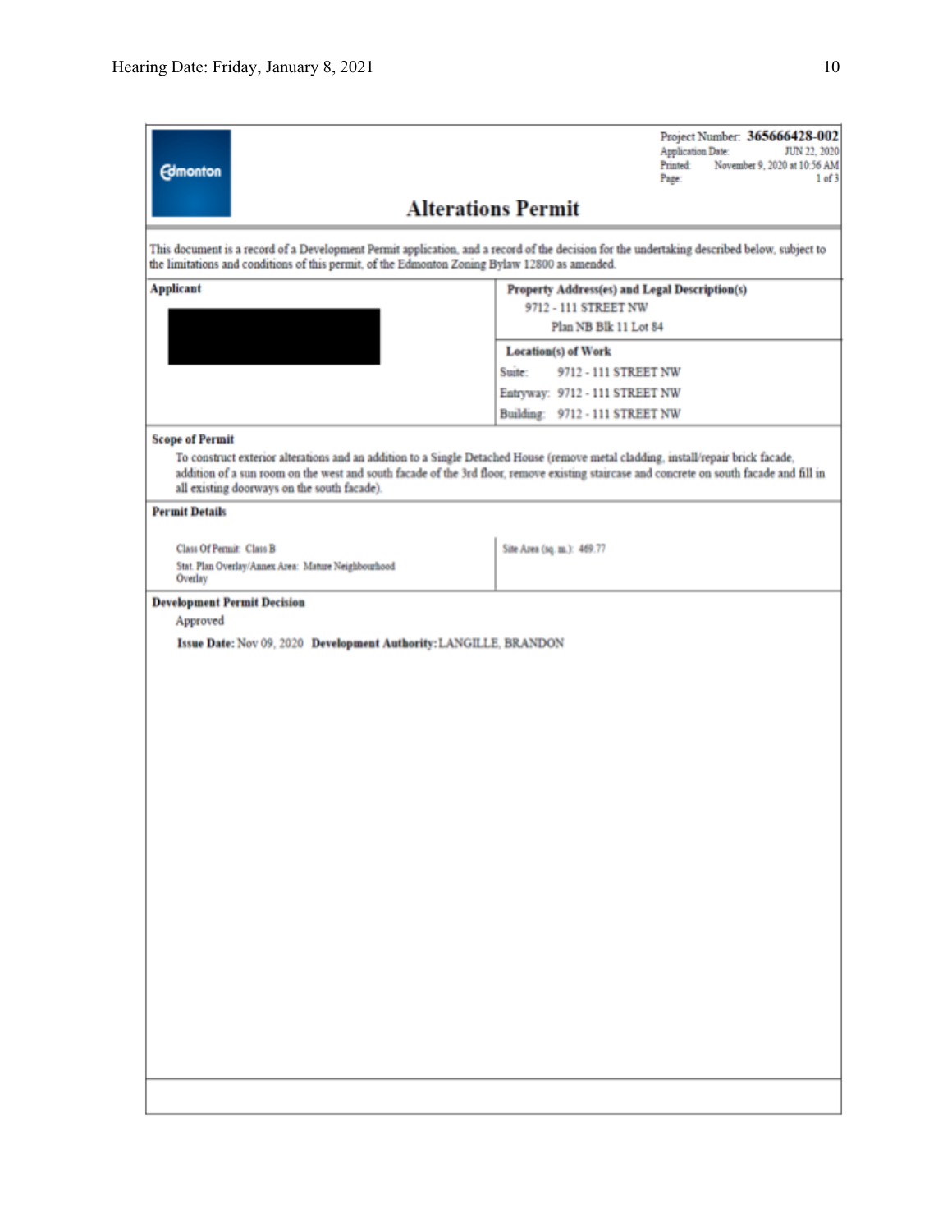Project Number: **365666428-002**
Application Date: JUN 22, 2020
Printed: November 9, 2020 at 10:56 AM
Page: 1 of 3

Edmonton

# Alterations Permit

This document is a record of a Development Permit application, and a record of the decision for the undertaking described below, subject to the limitations and conditions of this permit, of the Edmonton Zoning Bylaw 12800 as amended.

| **Applicant** | **Property Address(es) and Legal Description(s)** |
|---|---|
| | 9712 - 111 STREET NW<br>Plan NB Blk 11 Lot 84 |
| | **Location(s) of Work**<br>Suite: 9712 - 111 STREET NW<br>Entryway: 9712 - 111 STREET NW<br>Building: 9712 - 111 STREET NW |

**Scope of Permit**

To construct exterior alterations and an addition to a Single Detached House (remove metal cladding, install/repair brick facade, addition of a sun room on the west and south facade of the 3rd floor, remove existing staircase and concrete on south facade and fill in all existing doorways on the south facade).

**Permit Details**

| | |
|---|---|
| Class Of Permit: Class B<br>Stat. Plan Overlay/Annex Area: Mature Neighbourhood Overlay | Site Area (sq. m.): 469.77 |

**Development Permit Decision**

Approved

**Issue Date:** Nov 09, 2020 **Development Authority:** LANGILLE, BRANDON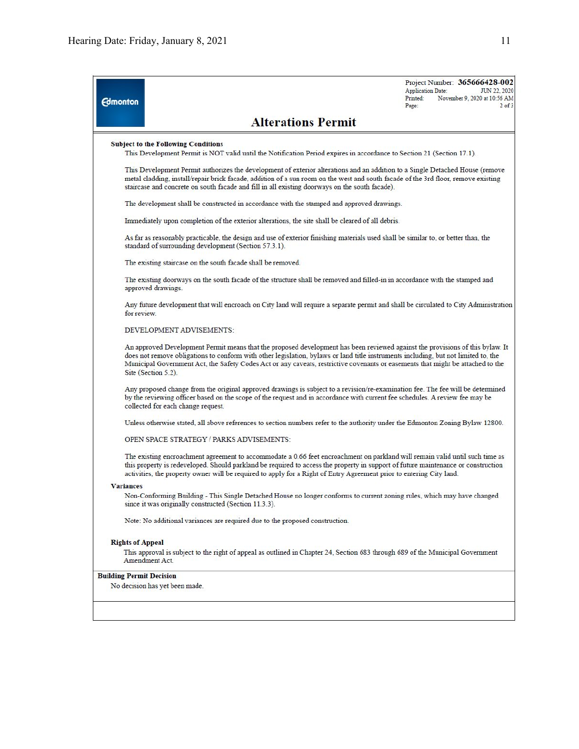Project Number: **365666428-002**
Application Date: JUN 22, 2020
Printed: November 9, 2020 at 10:56 AM
Page: 2 of 3

# Alterations Permit

**Subject to the Following Conditions**

This Development Permit is NOT valid until the Notification Period expires in accordance to Section 21 (Section 17.1).

This Development Permit authorizes the development of exterior alterations and an addition to a Single Detached House (remove metal cladding, install/repair brick facade, addition of a sun room on the west and south facade of the 3rd floor, remove existing staircase and concrete on south facade and fill in all existing doorways on the south facade).

The development shall be constructed in accordance with the stamped and approved drawings.

Immediately upon completion of the exterior alterations, the site shall be cleared of all debris.

As far as reasonably practicable, the design and use of exterior finishing materials used shall be similar to, or better than, the standard of surrounding development (Section 57.3.1).

The existing staircase on the south facade shall be removed.

The existing doorways on the south facade of the structure shall be removed and filled-in in accordance with the stamped and approved drawings.

Any future development that will encroach on City land will require a separate permit and shall be circulated to City Administration for review.

DEVELOPMENT ADVISEMENTS:

An approved Development Permit means that the proposed development has been reviewed against the provisions of this bylaw. It does not remove obligations to conform with other legislation, bylaws or land title instruments including, but not limited to, the Municipal Government Act, the Safety Codes Act or any caveats, restrictive covenants or easements that might be attached to the Site (Section 5.2).

Any proposed change from the original approved drawings is subject to a revision/re-examination fee. The fee will be determined by the reviewing officer based on the scope of the request and in accordance with current fee schedules. A review fee may be collected for each change request.

Unless otherwise stated, all above references to section numbers refer to the authority under the Edmonton Zoning Bylaw 12800.

OPEN SPACE STRATEGY / PARKS ADVISEMENTS:

The existing encroachment agreement to accommodate a 0.66 feet encroachment on parkland will remain valid until such time as this property is redeveloped. Should parkland be required to access the property in support of future maintenance or construction activities, the property owner will be required to apply for a Right of Entry Agreement prior to entering City land.

**Variances**

Non-Conforming Building - This Single Detached House no longer conforms to current zoning rules, which may have changed since it was originally constructed (Section 11.3.3).

Note: No additional variances are required due to the proposed construction.

**Rights of Appeal**

This approval is subject to the right of appeal as outlined in Chapter 24, Section 683 through 689 of the Municipal Government Amendment Act.

**Building Permit Decision**

No decision has yet been made.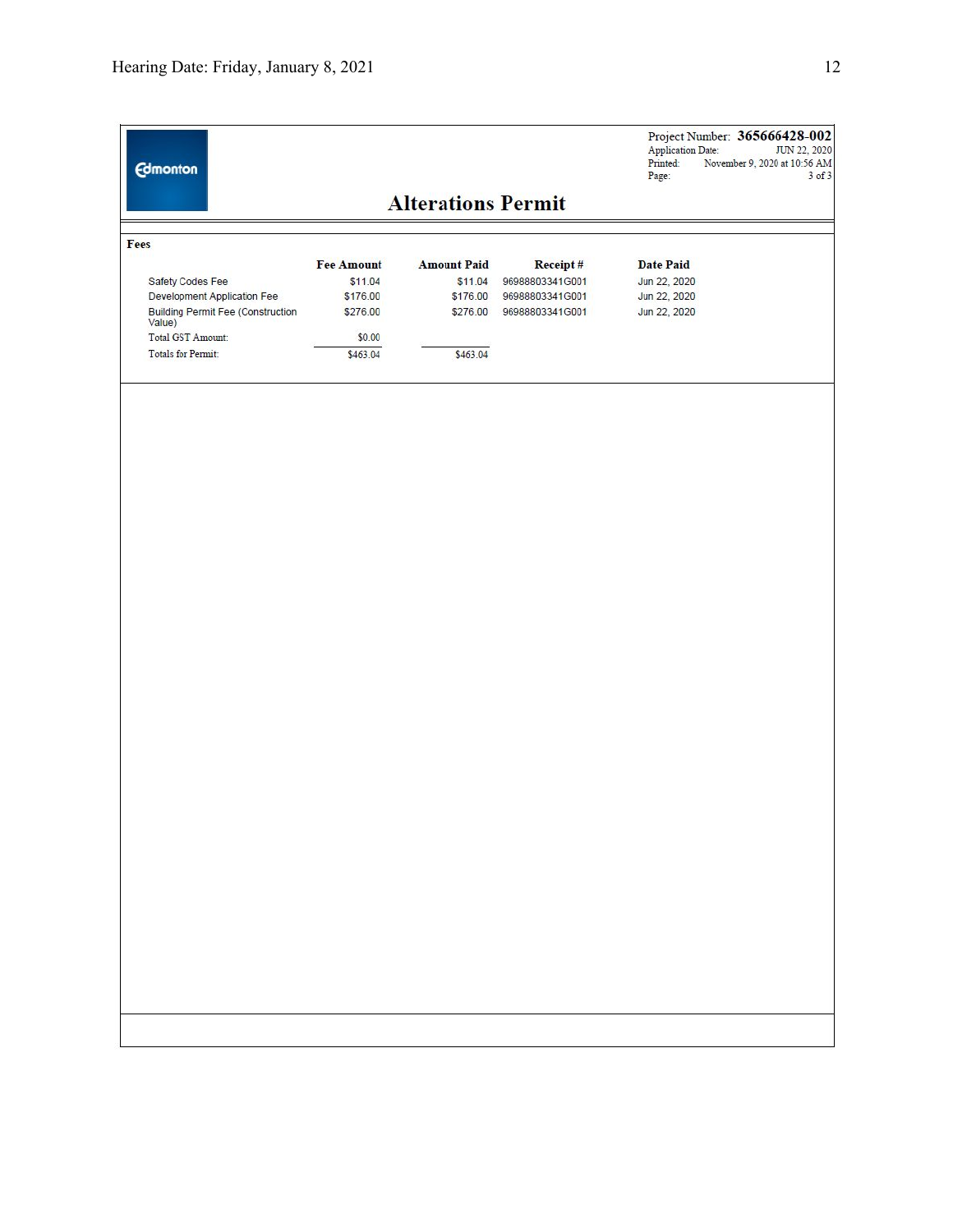Project Number: **365666428-002**
Application Date: JUN 22, 2020
Printed: November 9, 2020 at 10:56 AM
Page: 3 of 3

# Alterations Permit

**Fees**

| | Fee Amount | Amount Paid | Receipt # | Date Paid |
|---|---|---|---|---|
| Safety Codes Fee | $11.04 | $11.04 | 96988803341G001 | Jun 22, 2020 |
| Development Application Fee | $176.00 | $176.00 | 96988803341G001 | Jun 22, 2020 |
| Building Permit Fee (Construction Value) | $276.00 | $276.00 | 96988803341G001 | Jun 22, 2020 |
| Total GST Amount: | $0.00 | | | |
| Totals for Permit: | $463.04 | $463.04 | | |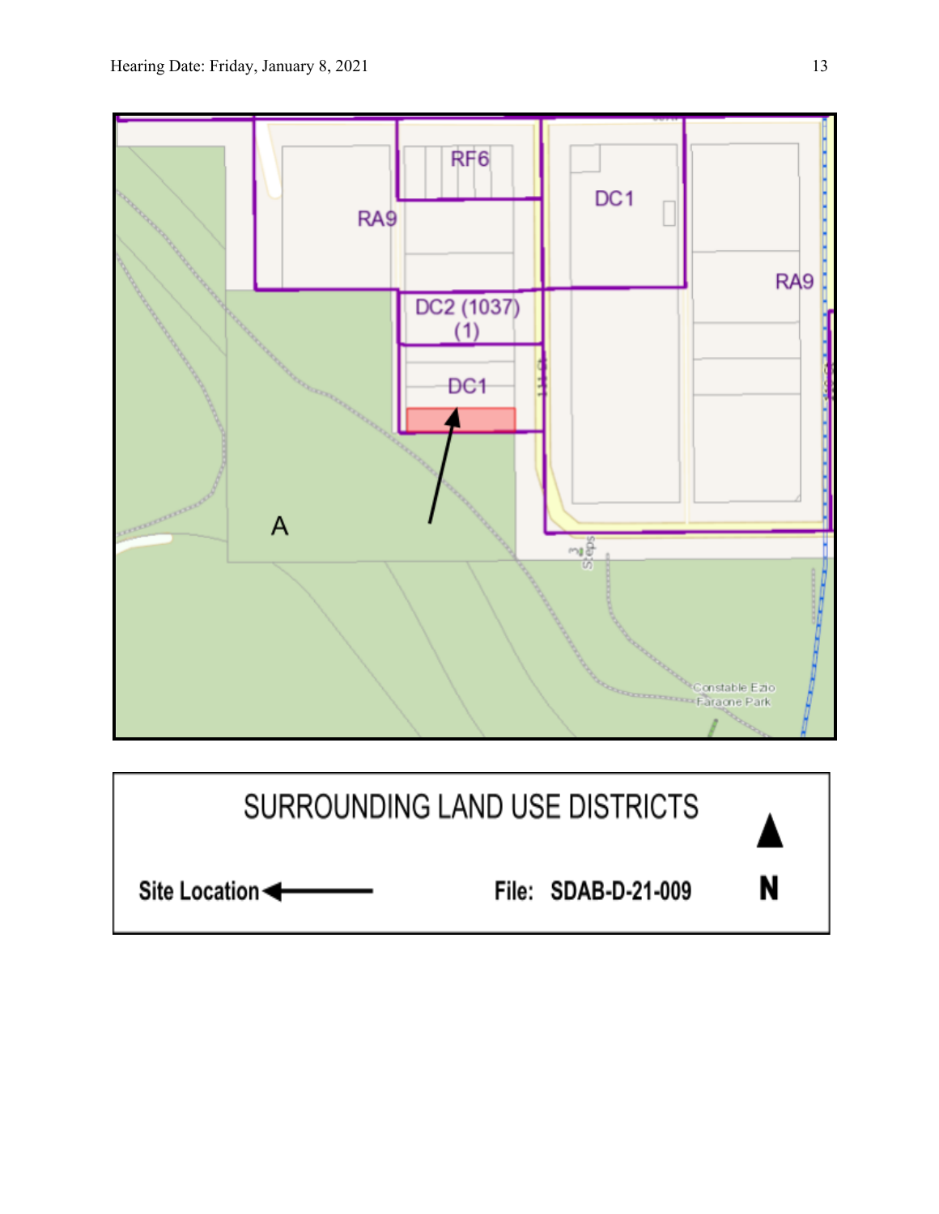RF6

RA9

DC1

RA9

DC2 (1037) (1)

DC1

A

Constable Ezio Faraone Park

SURROUNDING LAND USE DISTRICTS

Site Location

File: SDAB-D-21-009

N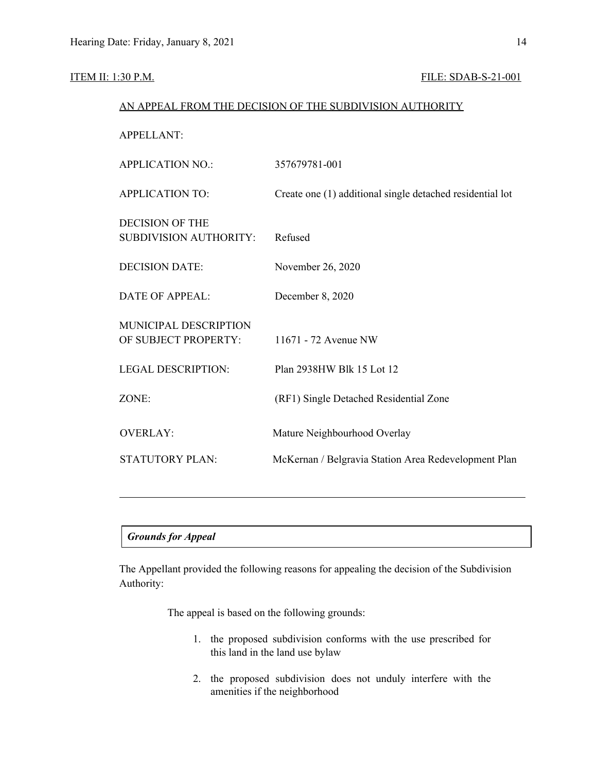ITEM II: 1:30 P.M. FILE: SDAB-S-21-001

AN APPEAL FROM THE DECISION OF THE SUBDIVISION AUTHORITY

| | |
|---|---|
| APPELLANT: | |
| APPLICATION NO.: | 357679781-001 |
| APPLICATION TO: | Create one (1) additional single detached residential lot |
| DECISION OF THE SUBDIVISION AUTHORITY: | Refused |
| DECISION DATE: | November 26, 2020 |
| DATE OF APPEAL: | December 8, 2020 |
| MUNICIPAL DESCRIPTION OF SUBJECT PROPERTY: | 11671 - 72 Avenue NW |
| LEGAL DESCRIPTION: | Plan 2938HW Blk 15 Lot 12 |
| ZONE: | (RF1) Single Detached Residential Zone |
| OVERLAY: | Mature Neighbourhood Overlay |
| STATUTORY PLAN: | McKernan / Belgravia Station Area Redevelopment Plan |

---

***Grounds for Appeal***

The Appellant provided the following reasons for appealing the decision of the Subdivision Authority:

> The appeal is based on the following grounds:
>
> 1. the proposed subdivision conforms with the use prescribed for this land in the land use bylaw
>
> 2. the proposed subdivision does not unduly interfere with the amenities if the neighborhood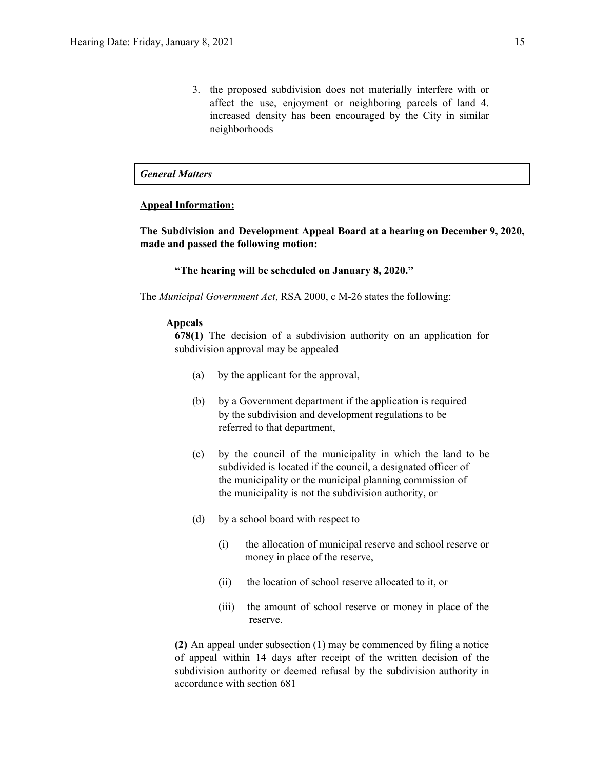3. the proposed subdivision does not materially interfere with or affect the use, enjoyment or neighboring parcels of land 4. increased density has been encouraged by the City in similar neighborhoods

### *General Matters*

**Appeal Information:**

**The Subdivision and Development Appeal Board at a hearing on December 9, 2020, made and passed the following motion:**

> **"The hearing will be scheduled on January 8, 2020."**

The *Municipal Government Act*, RSA 2000, c M-26 states the following:

**Appeals**

**678(1)** The decision of a subdivision authority on an application for subdivision approval may be appealed

(a) by the applicant for the approval,

(b) by a Government department if the application is required by the subdivision and development regulations to be referred to that department,

(c) by the council of the municipality in which the land to be subdivided is located if the council, a designated officer of the municipality or the municipal planning commission of the municipality is not the subdivision authority, or

(d) by a school board with respect to

(i) the allocation of municipal reserve and school reserve or money in place of the reserve,

(ii) the location of school reserve allocated to it, or

(iii) the amount of school reserve or money in place of the reserve.

**(2)** An appeal under subsection (1) may be commenced by filing a notice of appeal within 14 days after receipt of the written decision of the subdivision authority or deemed refusal by the subdivision authority in accordance with section 681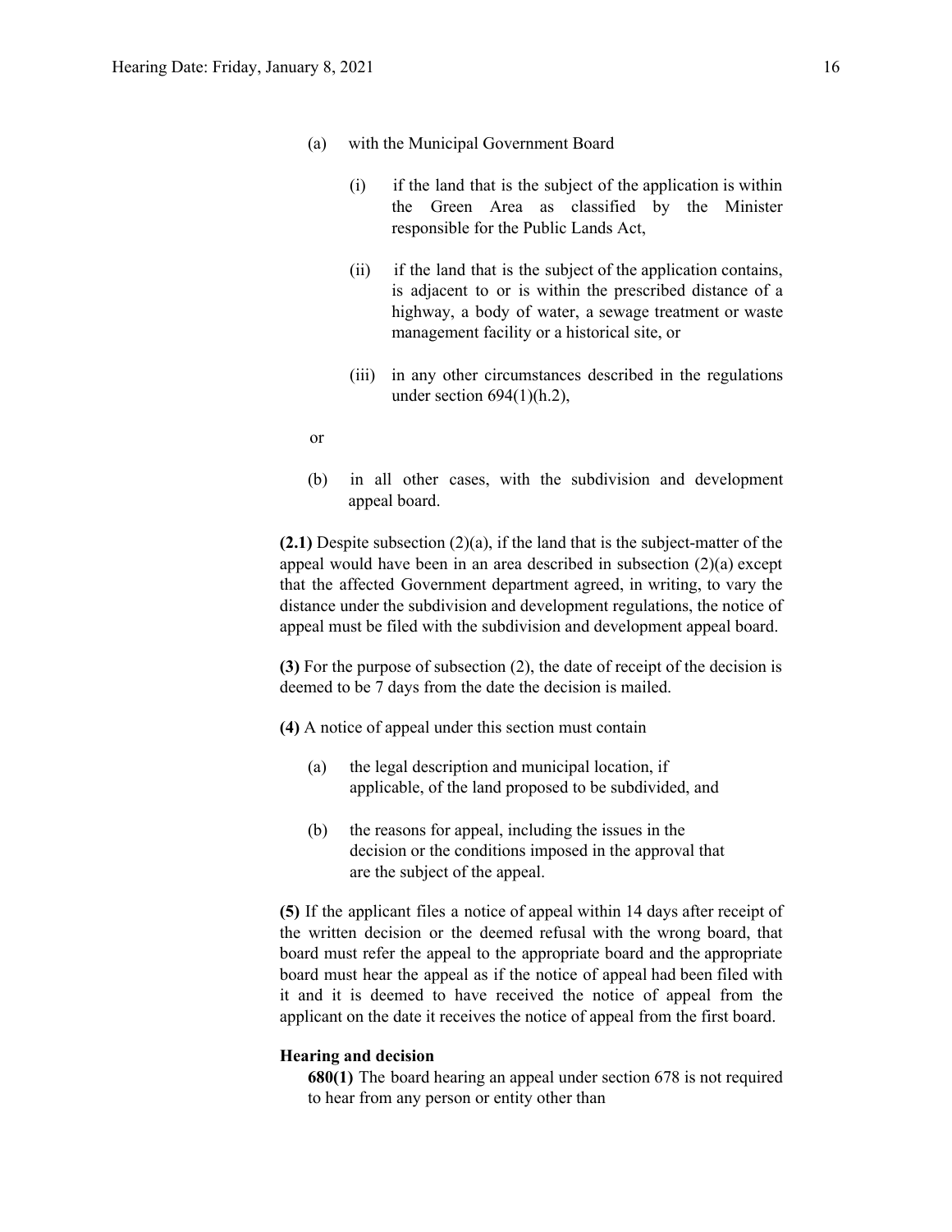(a) with the Municipal Government Board

  (i) if the land that is the subject of the application is within the Green Area as classified by the Minister responsible for the Public Lands Act,

  (ii) if the land that is the subject of the application contains, is adjacent to or is within the prescribed distance of a highway, a body of water, a sewage treatment or waste management facility or a historical site, or

  (iii) in any other circumstances described in the regulations under section 694(1)(h.2),

or

(b) in all other cases, with the subdivision and development appeal board.

**(2.1)** Despite subsection (2)(a), if the land that is the subject-matter of the appeal would have been in an area described in subsection (2)(a) except that the affected Government department agreed, in writing, to vary the distance under the subdivision and development regulations, the notice of appeal must be filed with the subdivision and development appeal board.

**(3)** For the purpose of subsection (2), the date of receipt of the decision is deemed to be 7 days from the date the decision is mailed.

**(4)** A notice of appeal under this section must contain

(a) the legal description and municipal location, if applicable, of the land proposed to be subdivided, and

(b) the reasons for appeal, including the issues in the decision or the conditions imposed in the approval that are the subject of the appeal.

**(5)** If the applicant files a notice of appeal within 14 days after receipt of the written decision or the deemed refusal with the wrong board, that board must refer the appeal to the appropriate board and the appropriate board must hear the appeal as if the notice of appeal had been filed with it and it is deemed to have received the notice of appeal from the applicant on the date it receives the notice of appeal from the first board.

**Hearing and decision**

**680(1)** The board hearing an appeal under section 678 is not required to hear from any person or entity other than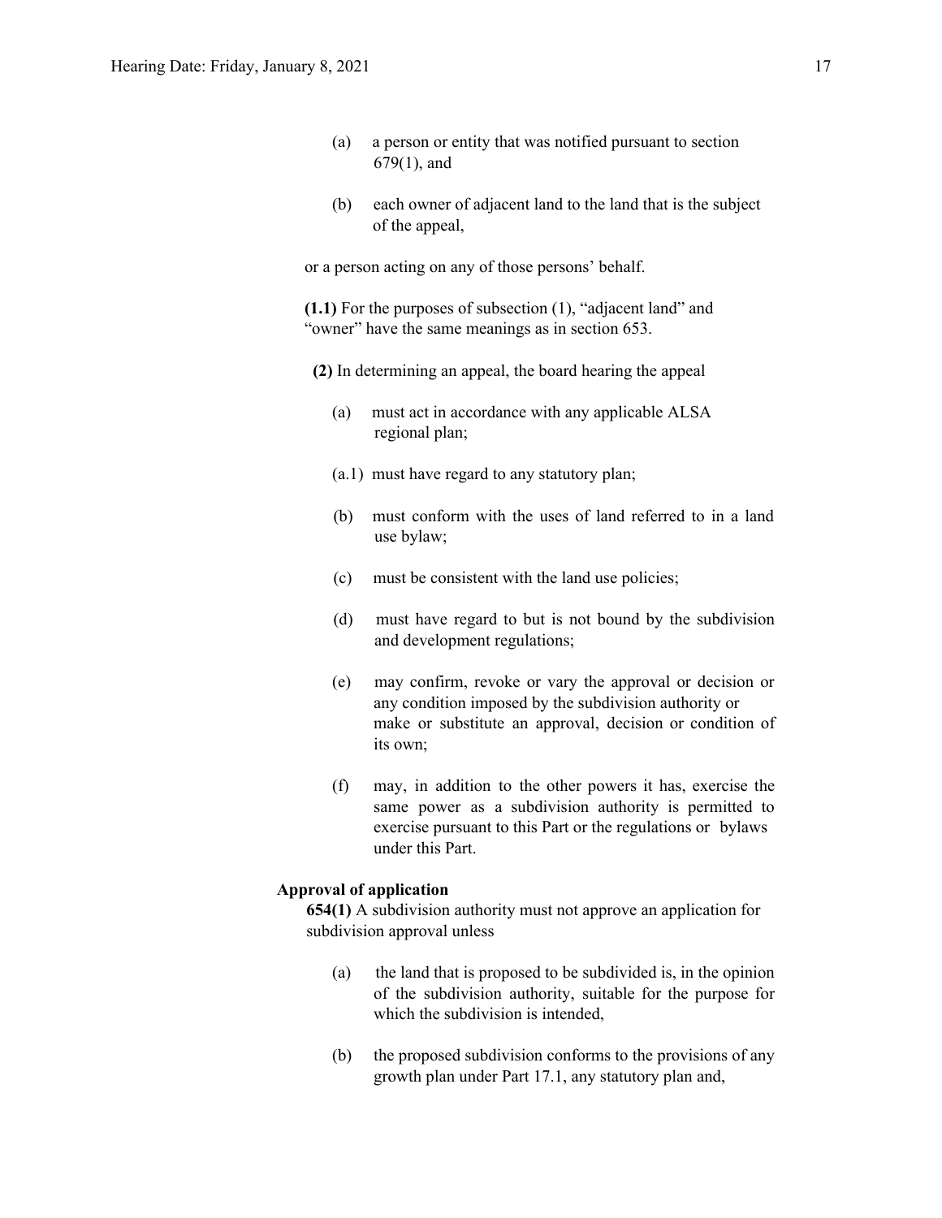(a) a person or entity that was notified pursuant to section 679(1), and

(b) each owner of adjacent land to the land that is the subject of the appeal,

or a person acting on any of those persons' behalf.

**(1.1)** For the purposes of subsection (1), "adjacent land" and "owner" have the same meanings as in section 653.

**(2)** In determining an appeal, the board hearing the appeal

(a) must act in accordance with any applicable ALSA regional plan;

(a.1) must have regard to any statutory plan;

(b) must conform with the uses of land referred to in a land use bylaw;

(c) must be consistent with the land use policies;

(d) must have regard to but is not bound by the subdivision and development regulations;

(e) may confirm, revoke or vary the approval or decision or any condition imposed by the subdivision authority or make or substitute an approval, decision or condition of its own;

(f) may, in addition to the other powers it has, exercise the same power as a subdivision authority is permitted to exercise pursuant to this Part or the regulations or bylaws under this Part.

**Approval of application**

**654(1)** A subdivision authority must not approve an application for subdivision approval unless

(a) the land that is proposed to be subdivided is, in the opinion of the subdivision authority, suitable for the purpose for which the subdivision is intended,

(b) the proposed subdivision conforms to the provisions of any growth plan under Part 17.1, any statutory plan and,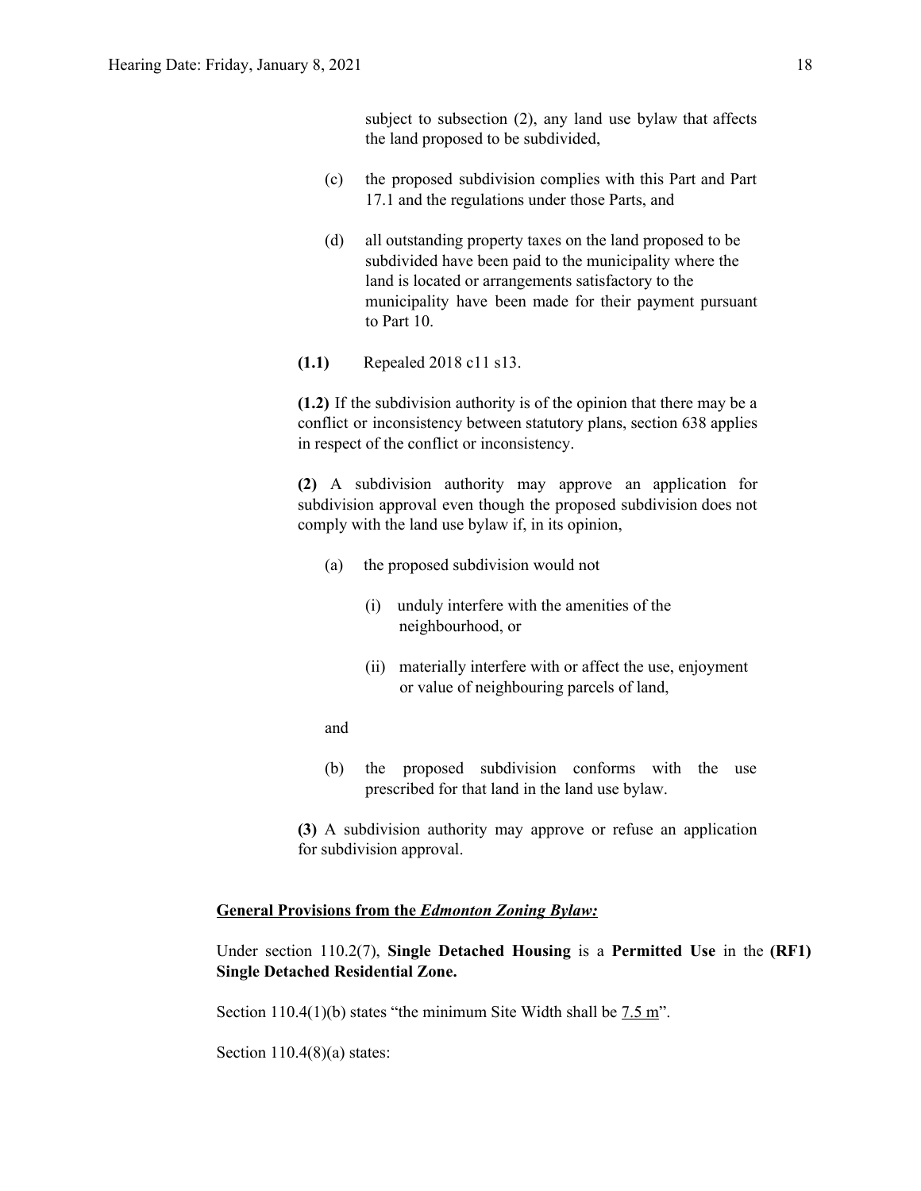subject to subsection (2), any land use bylaw that affects the land proposed to be subdivided,

(c) the proposed subdivision complies with this Part and Part 17.1 and the regulations under those Parts, and

(d) all outstanding property taxes on the land proposed to be subdivided have been paid to the municipality where the land is located or arrangements satisfactory to the municipality have been made for their payment pursuant to Part 10.

**(1.1)** Repealed 2018 c11 s13.

**(1.2)** If the subdivision authority is of the opinion that there may be a conflict or inconsistency between statutory plans, section 638 applies in respect of the conflict or inconsistency.

**(2)** A subdivision authority may approve an application for subdivision approval even though the proposed subdivision does not comply with the land use bylaw if, in its opinion,

(a) the proposed subdivision would not

(i) unduly interfere with the amenities of the neighbourhood, or

(ii) materially interfere with or affect the use, enjoyment or value of neighbouring parcels of land,

and

(b) the proposed subdivision conforms with the use prescribed for that land in the land use bylaw.

**(3)** A subdivision authority may approve or refuse an application for subdivision approval.

**General Provisions from the *Edmonton Zoning Bylaw:***

Under section 110.2(7), **Single Detached Housing** is a **Permitted Use** in the **(RF1) Single Detached Residential Zone.**

Section 110.4(1)(b) states "the minimum Site Width shall be 7.5 m".

Section 110.4(8)(a) states: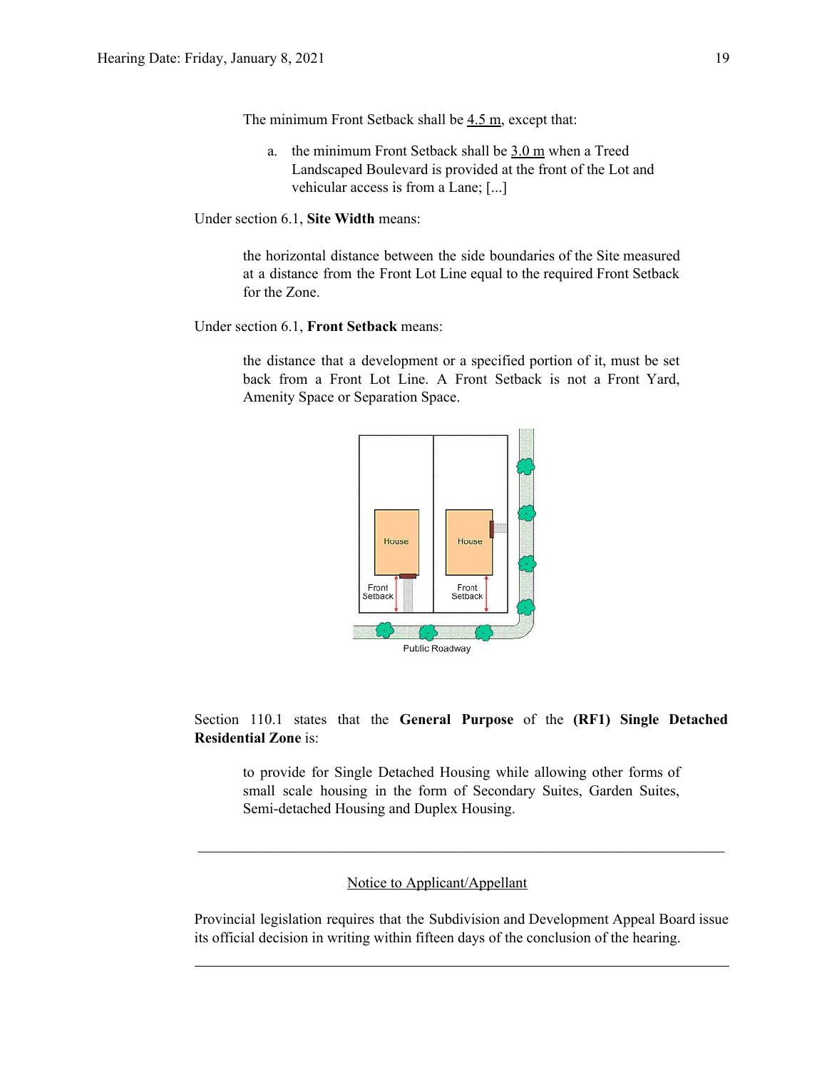The minimum Front Setback shall be 4.5 m, except that:

a. the minimum Front Setback shall be 3.0 m when a Treed Landscaped Boulevard is provided at the front of the Lot and vehicular access is from a Lane; [...]

Under section 6.1, **Site Width** means:

> the horizontal distance between the side boundaries of the Site measured at a distance from the Front Lot Line equal to the required Front Setback for the Zone.

Under section 6.1, **Front Setback** means:

> the distance that a development or a specified portion of it, must be set back from a Front Lot Line. A Front Setback is not a Front Yard, Amenity Space or Separation Space.

Section 110.1 states that the **General Purpose** of the **(RF1) Single Detached Residential Zone** is:

> to provide for Single Detached Housing while allowing other forms of small scale housing in the form of Secondary Suites, Garden Suites, Semi-detached Housing and Duplex Housing.

---

Notice to Applicant/Appellant

Provincial legislation requires that the Subdivision and Development Appeal Board issue its official decision in writing within fifteen days of the conclusion of the hearing.

---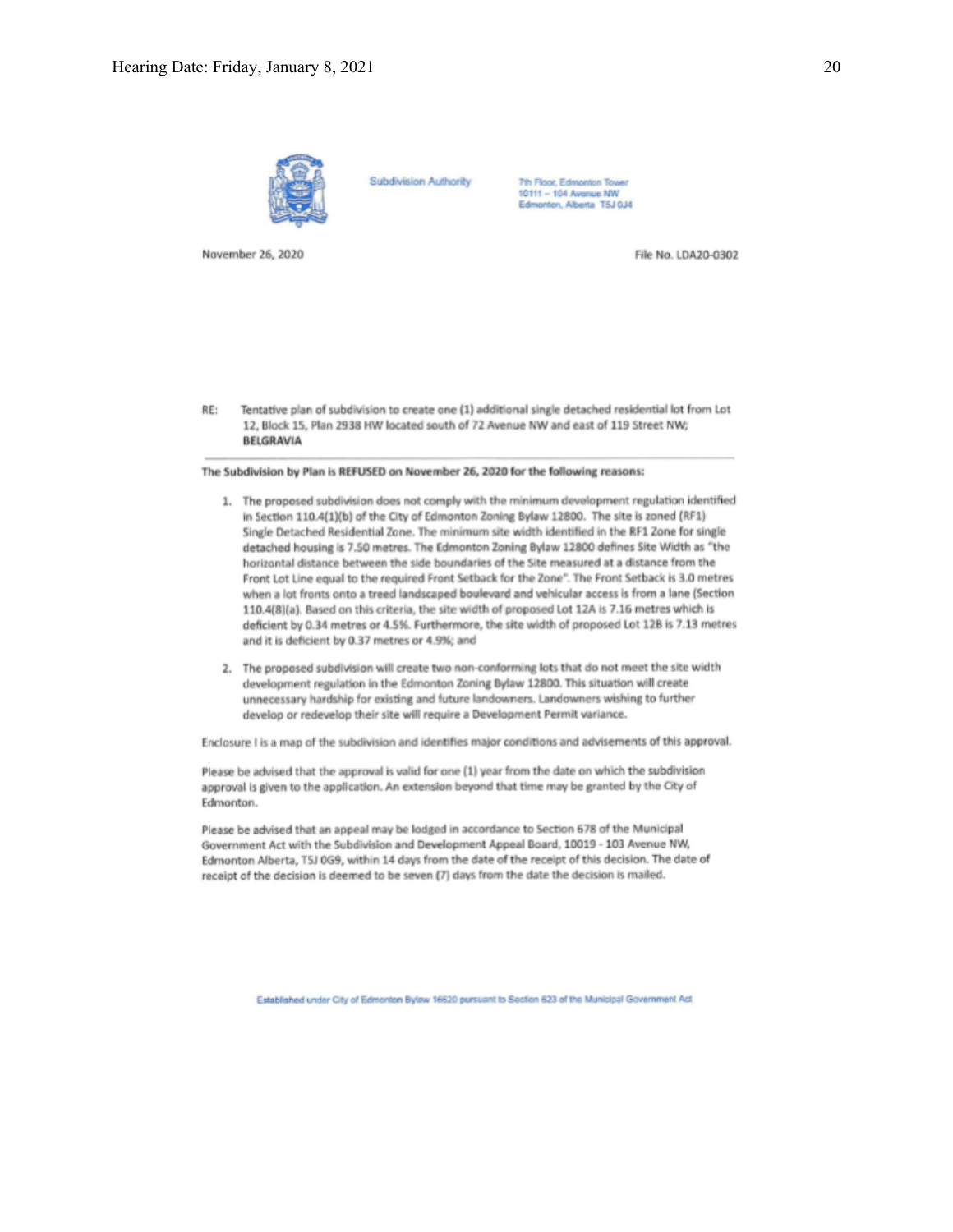Subdivision Authority

7th Floor, Edmonton Tower
10111 – 104 Avenue NW
Edmonton, Alberta T5J 0J4

November 26, 2020

File No. LDA20-0302

RE: Tentative plan of subdivision to create one (1) additional single detached residential lot from Lot 12, Block 15, Plan 2938 HW located south of 72 Avenue NW and east of 119 Street NW; **BELGRAVIA**

**The Subdivision by Plan is REFUSED on November 26, 2020 for the following reasons:**

1. The proposed subdivision does not comply with the minimum development regulation identified in Section 110.4(1)(b) of the City of Edmonton Zoning Bylaw 12800. The site is zoned (RF1) Single Detached Residential Zone. The minimum site width identified in the RF1 Zone for single detached housing is 7.50 metres. The Edmonton Zoning Bylaw 12800 defines Site Width as "the horizontal distance between the side boundaries of the Site measured at a distance from the Front Lot Line equal to the required Front Setback for the Zone". The Front Setback is 3.0 metres when a lot fronts onto a treed landscaped boulevard and vehicular access is from a lane (Section 110.4(8)(a). Based on this criteria, the site width of proposed Lot 12A is 7.16 metres which is deficient by 0.34 metres or 4.5%. Furthermore, the site width of proposed Lot 12B is 7.13 metres and it is deficient by 0.37 metres or 4.9%; and

2. The proposed subdivision will create two non-conforming lots that do not meet the site width development regulation in the Edmonton Zoning Bylaw 12800. This situation will create unnecessary hardship for existing and future landowners. Landowners wishing to further develop or redevelop their site will require a Development Permit variance.

Enclosure I is a map of the subdivision and identifies major conditions and advisements of this approval.

Please be advised that the approval is valid for one (1) year from the date on which the subdivision approval is given to the application. An extension beyond that time may be granted by the City of Edmonton.

Please be advised that an appeal may be lodged in accordance to Section 678 of the Municipal Government Act with the Subdivision and Development Appeal Board, 10019 - 103 Avenue NW, Edmonton Alberta, T5J 0G9, within 14 days from the date of the receipt of this decision. The date of receipt of the decision is deemed to be seven (7) days from the date the decision is mailed.

Established under City of Edmonton Bylaw 16620 pursuant to Section 623 of the Municipal Government Act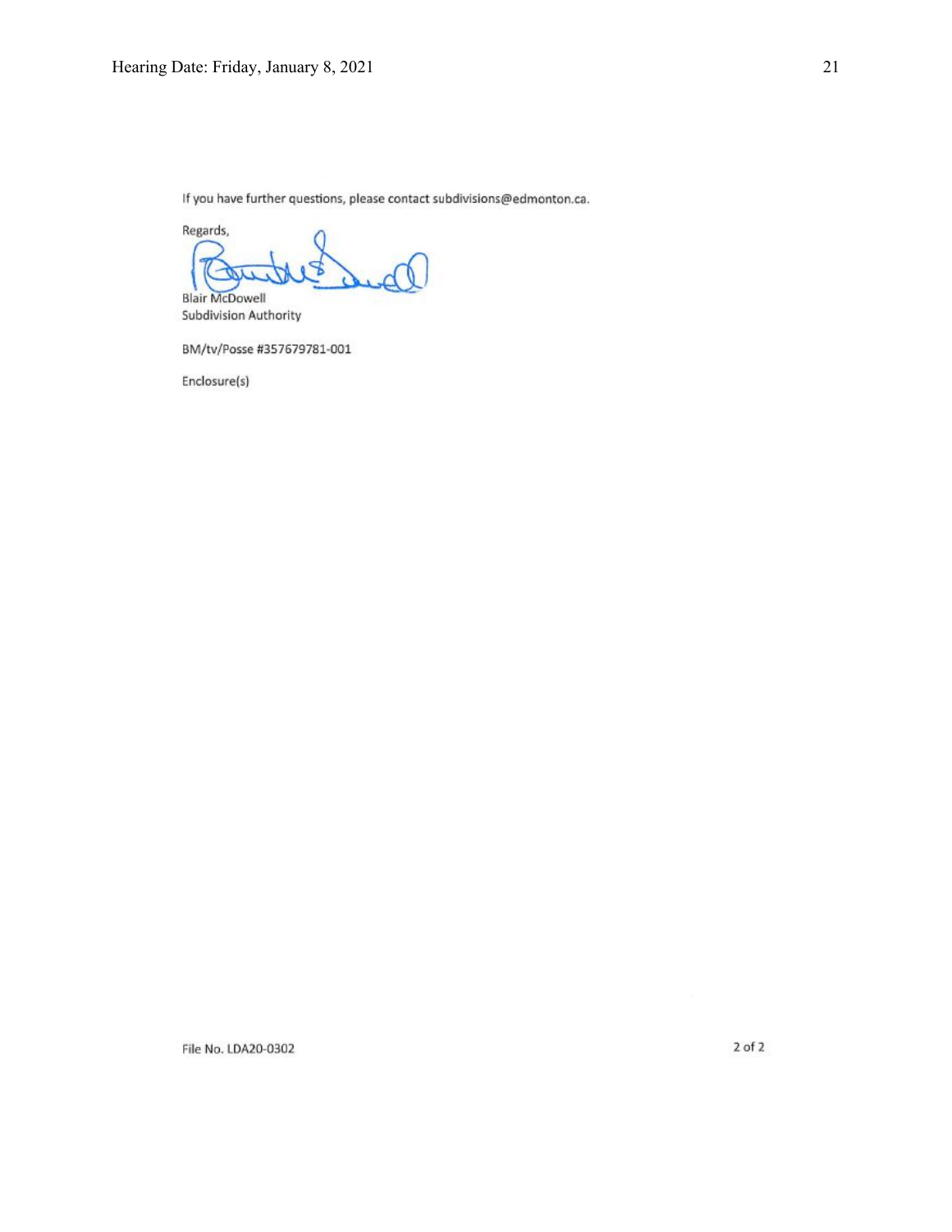If you have further questions, please contact subdivisions@edmonton.ca.

Regards,

Blair McDowell
Subdivision Authority

BM/tv/Posse #357679781-001

Enclosure(s)

File No. LDA20-0302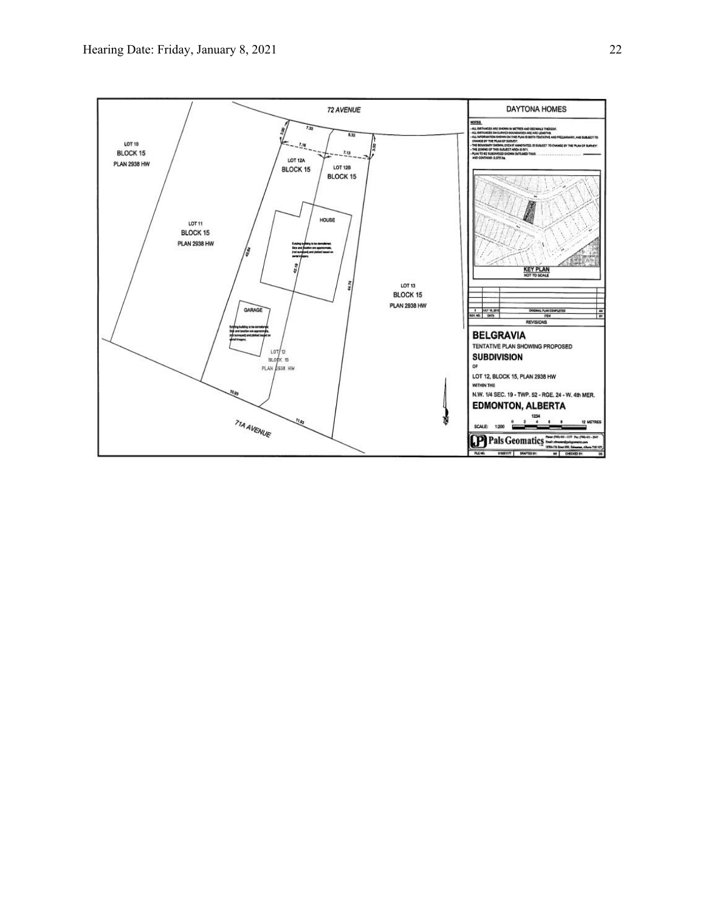72 AVENUE

DAYTONA HOMES

NOTES

- ALL DISTANCES ARE SHOWN IN METRES AND DECIMALS THEREOF.
- ALL DISTANCES ON CURVED BOUNDARIES ARE ARC LENGTHS.
- ALL INFORMATION SHOWN ON THIS PLAN IS BOTH TENTATIVE AND PRELIMINARY, AND SUBJECT TO CHANGE BY THE 'PLAN OF SURVEY'.
- THE BOUNDARY SHOWN, EVEN IF ANNOTATED, IS SUBJECT TO CHANGE BY THE 'PLAN OF SURVEY'.
- THE ZONING OF THIS SUBJECT AREA IS RF1.
- PLAN TO BE SUBDIVIDED SHOWN OUTLINED THUS
  AND CONTAINS: 0.075 ha.

LOT 10
BLOCK 15
PLAN 2938 HW

LOT 11
BLOCK 15
PLAN 2938 HW

LOT 12A
BLOCK 15

LOT 12B
BLOCK 15

LOT 13
BLOCK 15
PLAN 2938 HW

HOUSE

Existing building to be demolished. Size and location are approximate, (not surveyed) and plotted based on aerial imagery.

GARAGE

Existing building to be demolished. Size and location are approximate, (not surveyed) and plotted based on aerial imagery.

LOT 12
BLOCK 15
PLAN 2938 HW

7.33 &nbsp; 6.33 &nbsp; 7.16 &nbsp; 7.13 &nbsp; 3.00 &nbsp; 3.00 &nbsp; 40.84 &nbsp; 42.19 &nbsp; 44.76 &nbsp; 10.93 &nbsp; 11.83

71A AVENUE

KEY PLAN
NOT TO SCALE

| REV. NO. | DATE | ITEM | BY |
|---|---|---|---|
| 0 | JULY 16, 2019 | ORIGINAL PLAN COMPLETED | AH |

REVISIONS

**BELGRAVIA**

TENTATIVE PLAN SHOWING PROPOSED

**SUBDIVISION**

OF

LOT 12, BLOCK 15, PLAN 2938 HW

WITHIN THE

N.W. 1/4 SEC. 19 - TWP. 52 - RGE. 24 - W. 4th MER.

**EDMONTON, ALBERTA**

SCALE: 1:200 &nbsp; 0 &nbsp; 2 &nbsp; 4 &nbsp; 6 &nbsp; 8 &nbsp; 12 METRES

Pals Geomatics

FILE NO. &nbsp; DRAFTED BY: AH &nbsp; CHECKED BY: DS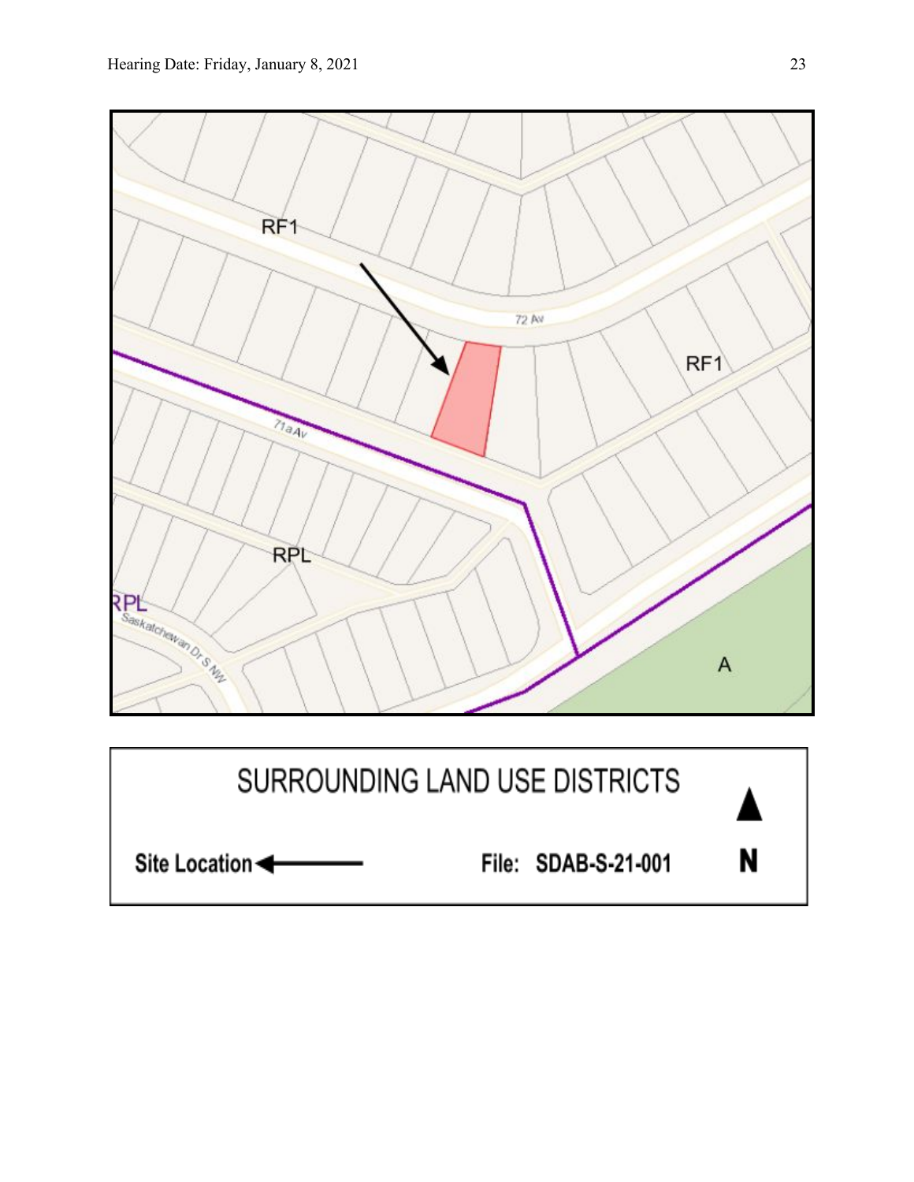RF1

72 Av

RF1

71a Av

RPL

RPL

Saskatchewan Dr S NW

A

SURROUNDING LAND USE DISTRICTS

Site Location ◀

File: SDAB-S-21-001

▲ N